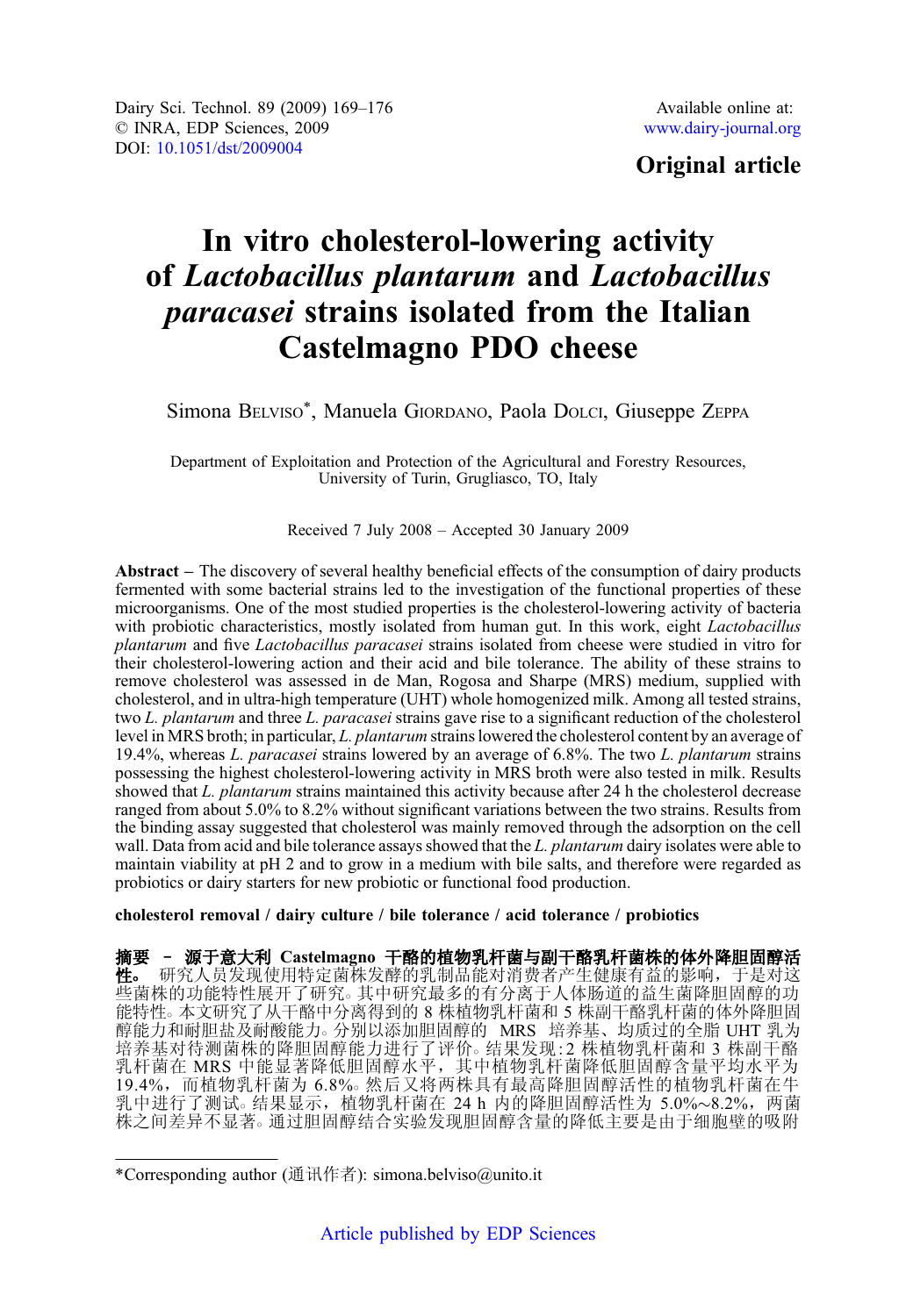Original article

# In vitro cholesterol-lowering activity of *Lactobacillus plantarum* and *Lactobacillus paracasei* strains isolated from the Italian Castelmagno PDO cheese

Simona BELVISO*, Manuela GIORDANO, Paola DOLCI, Giuseppe ZEPPA

Department of Exploitation and Protection of the Agricultural and Forestry Resources, University of Turin, Grugliasco, TO, Italy

Received 7 July 2008 – Accepted 30 January 2009

**Abstract** – The discovery of several healthy beneficial effects of the consumption of dairy products fermented with some bacterial strains led to the investigation of the functional properties of these microorganisms. One of the most studied properties is the cholesterol-lowering activity of bacteria with probiotic characteristics, mostly isolated from human gut. In this work, eight *Lactobacillus plantarum* and five *Lactobacillus paracasei* strains isolated from cheese were studied in vitro for their cholesterol-lowering action and their acid and bile tolerance. The ability of these strains to remove cholesterol was assessed in de Man, Rogosa and Sharpe (MRS) medium, supplied with cholesterol, and in ultra-high temperature (UHT) whole homogenized milk. Among all tested strains, two *L. plantarum* and three *L. paracasei* strains gave rise to a significant reduction of the cholesterol level in MRS broth; in particular, *L. plantarum* strains lowered the cholesterol content by an average of 19.4%, whereas *L. paracasei* strains lowered by an average of 6.8%. The two *L. plantarum* strains possessing the highest cholesterol-lowering activity in MRS broth were also tested in milk. Results showed that *L. plantarum* strains maintained this activity because after 24 h the cholesterol decrease ranged from about 5.0% to 8.2% without significant variations between the two strains. Results from the binding assay suggested that cholesterol was mainly removed through the adsorption on the cell wall. Data from acid and bile tolerance assays showed that the *L. plantarum* dairy isolates were able to maintain viability at pH 2 and to grow in a medium with bile salts, and therefore were regarded as probiotics or dairy starters for new probiotic or functional food production.

**cholesterol removal / dairy culture / bile tolerance / acid tolerance / probiotics**

**摘要 – 源于意大利 Castelmagno 干酪的植物乳杆菌与副干酪乳杆菌株的体外降胆固醇活性。** 研究人员发现使用特定菌株发酵的乳制品能对消费者产生健康有益的影响，于是对这些菌株的功能特性展开了研究。其中研究最多的有分离于人体肠道的益生菌降胆固醇的功能特性。本文研究了从干酪中分离得到的 8 株植物乳杆菌和 5 株副干酪乳杆菌的体外降胆固醇能力和耐胆盐及耐酸能力。分别以添加胆固醇的 MRS 培养基、均质过的全脂 UHT 乳为培养基对待测菌株的降胆固醇能力进行了评价。结果发现：2 株植物乳杆菌和 3 株副干酪乳杆菌在 MRS 中能显著降低胆固醇水平，其中植物乳杆菌降低胆固醇含量平均水平为 19.4%，而植物乳杆菌为 6.8%。然后又将两株具有最高降胆固醇活性的植物乳杆菌在牛乳中进行了测试。结果显示，植物乳杆菌在 24 h 内的降胆固醇活性为 5.0%~8.2%，两菌株之间差异不显著。通过胆固醇结合实验发现胆固醇含量的降低主要是由于细胞壁的吸附

*Corresponding author (通讯作者): simona.belviso@unito.it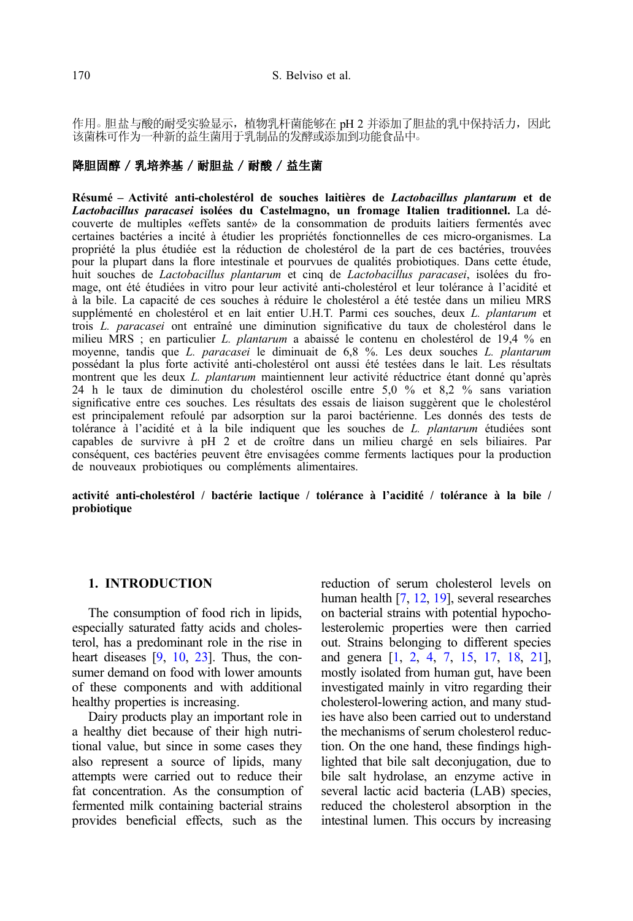作用。胆盐与酸的耐受实验显示，植物乳杆菌能够在 pH 2 并添加了胆盐的乳中保持活力，因此该菌株可作为一种新的益生菌用于乳制品的发酵或添加到功能食品中。

**降胆固醇 / 乳培养基 / 耐胆盐 / 耐酸 / 益生菌**

**Résumé – Activité anti-cholestérol de souches laitières de *Lactobacillus plantarum* et de *Lactobacillus paracasei* isolées du Castelmagno, un fromage Italien traditionnel.** La découverte de multiples «effets santé» de la consommation de produits laitiers fermentés avec certaines bactéries a incité à étudier les propriétés fonctionnelles de ces micro-organismes. La propriété la plus étudiée est la réduction de cholestérol de la part de ces bactéries, trouvées pour la plupart dans la flore intestinale et pourvues de qualités probiotiques. Dans cette étude, huit souches de *Lactobacillus plantarum* et cinq de *Lactobacillus paracasei*, isolées du fromage, ont été étudiées in vitro pour leur activité anti-cholestérol et leur tolérance à l'acidité et à la bile. La capacité de ces souches à réduire le cholestérol a été testée dans un milieu MRS supplémenté en cholestérol et en lait entier U.H.T. Parmi ces souches, deux *L. plantarum* et trois *L. paracasei* ont entraîné une diminution significative du taux de cholestérol dans le milieu MRS ; en particulier *L. plantarum* a abaissé le contenu en cholestérol de 19,4 % en moyenne, tandis que *L. paracasei* le diminuait de 6,8 %. Les deux souches *L. plantarum* possédant la plus forte activité anti-cholestérol ont aussi été testées dans le lait. Les résultats montrent que les deux *L. plantarum* maintiennent leur activité réductrice étant donné qu'après 24 h le taux de diminution du cholestérol oscille entre 5,0 % et 8,2 % sans variation significative entre ces souches. Les résultats des essais de liaison suggèrent que le cholestérol est principalement refoulé par adsorption sur la paroi bactérienne. Les donnés des tests de tolérance à l'acidité et à la bile indiquent que les souches de *L. plantarum* étudiées sont capables de survivre à pH 2 et de croître dans un milieu chargé en sels biliaires. Par conséquent, ces bactéries peuvent être envisagées comme ferments lactiques pour la production de nouveaux probiotiques ou compléments alimentaires.

**activité anti-cholestérol / bactérie lactique / tolérance à l'acidité / tolérance à la bile / probiotique**

## 1. INTRODUCTION

The consumption of food rich in lipids, especially saturated fatty acids and cholesterol, has a predominant role in the rise in heart diseases [9, 10, 23]. Thus, the consumer demand on food with lower amounts of these components and with additional healthy properties is increasing.

Dairy products play an important role in a healthy diet because of their high nutritional value, but since in some cases they also represent a source of lipids, many attempts were carried out to reduce their fat concentration. As the consumption of fermented milk containing bacterial strains provides beneficial effects, such as the reduction of serum cholesterol levels on human health [7, 12, 19], several researches on bacterial strains with potential hypocholesterolemic properties were then carried out. Strains belonging to different species and genera [1, 2, 4, 7, 15, 17, 18, 21], mostly isolated from human gut, have been investigated mainly in vitro regarding their cholesterol-lowering action, and many studies have also been carried out to understand the mechanisms of serum cholesterol reduction. On the one hand, these findings highlighted that bile salt deconjugation, due to bile salt hydrolase, an enzyme active in several lactic acid bacteria (LAB) species, reduced the cholesterol absorption in the intestinal lumen. This occurs by increasing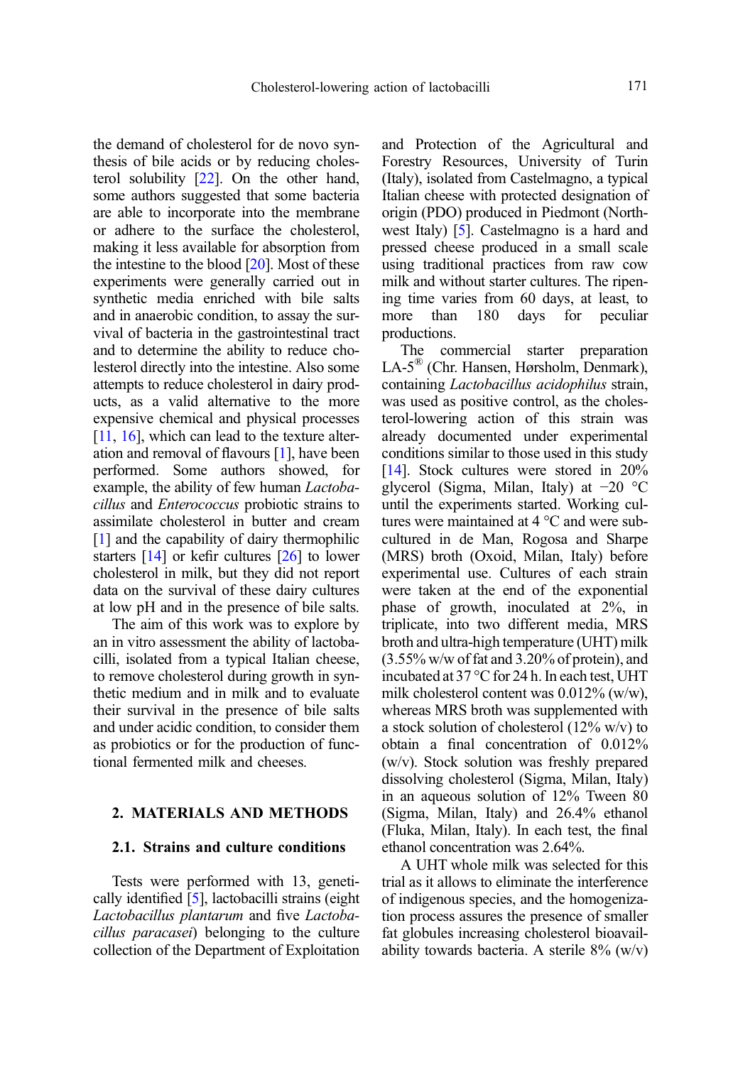the demand of cholesterol for de novo synthesis of bile acids or by reducing cholesterol solubility [22]. On the other hand, some authors suggested that some bacteria are able to incorporate into the membrane or adhere to the surface the cholesterol, making it less available for absorption from the intestine to the blood [20]. Most of these experiments were generally carried out in synthetic media enriched with bile salts and in anaerobic condition, to assay the survival of bacteria in the gastrointestinal tract and to determine the ability to reduce cholesterol directly into the intestine. Also some attempts to reduce cholesterol in dairy products, as a valid alternative to the more expensive chemical and physical processes [11, 16], which can lead to the texture alteration and removal of flavours [1], have been performed. Some authors showed, for example, the ability of few human *Lactobacillus* and *Enterococcus* probiotic strains to assimilate cholesterol in butter and cream [1] and the capability of dairy thermophilic starters [14] or kefir cultures [26] to lower cholesterol in milk, but they did not report data on the survival of these dairy cultures at low pH and in the presence of bile salts.

The aim of this work was to explore by an in vitro assessment the ability of lactobacilli, isolated from a typical Italian cheese, to remove cholesterol during growth in synthetic medium and in milk and to evaluate their survival in the presence of bile salts and under acidic condition, to consider them as probiotics or for the production of functional fermented milk and cheeses.

## 2. MATERIALS AND METHODS

### 2.1. Strains and culture conditions

Tests were performed with 13, genetically identified [5], lactobacilli strains (eight *Lactobacillus plantarum* and five *Lactobacillus paracasei*) belonging to the culture collection of the Department of Exploitation and Protection of the Agricultural and Forestry Resources, University of Turin (Italy), isolated from Castelmagno, a typical Italian cheese with protected designation of origin (PDO) produced in Piedmont (Northwest Italy) [5]. Castelmagno is a hard and pressed cheese produced in a small scale using traditional practices from raw cow milk and without starter cultures. The ripening time varies from 60 days, at least, to more than 180 days for peculiar productions.

The commercial starter preparation LA-5® (Chr. Hansen, Hørsholm, Denmark), containing *Lactobacillus acidophilus* strain, was used as positive control, as the cholesterol-lowering action of this strain was already documented under experimental conditions similar to those used in this study [14]. Stock cultures were stored in 20% glycerol (Sigma, Milan, Italy) at −20 °C until the experiments started. Working cultures were maintained at 4 °C and were subcultured in de Man, Rogosa and Sharpe (MRS) broth (Oxoid, Milan, Italy) before experimental use. Cultures of each strain were taken at the end of the exponential phase of growth, inoculated at 2%, in triplicate, into two different media, MRS broth and ultra-high temperature (UHT) milk (3.55% w/w of fat and 3.20% of protein), and incubated at 37 °C for 24 h. In each test, UHT milk cholesterol content was 0.012% (w/w), whereas MRS broth was supplemented with a stock solution of cholesterol (12% w/v) to obtain a final concentration of 0.012% (w/v). Stock solution was freshly prepared dissolving cholesterol (Sigma, Milan, Italy) in an aqueous solution of 12% Tween 80 (Sigma, Milan, Italy) and 26.4% ethanol (Fluka, Milan, Italy). In each test, the final ethanol concentration was 2.64%.

A UHT whole milk was selected for this trial as it allows to eliminate the interference of indigenous species, and the homogenization process assures the presence of smaller fat globules increasing cholesterol bioavailability towards bacteria. A sterile 8% (w/v)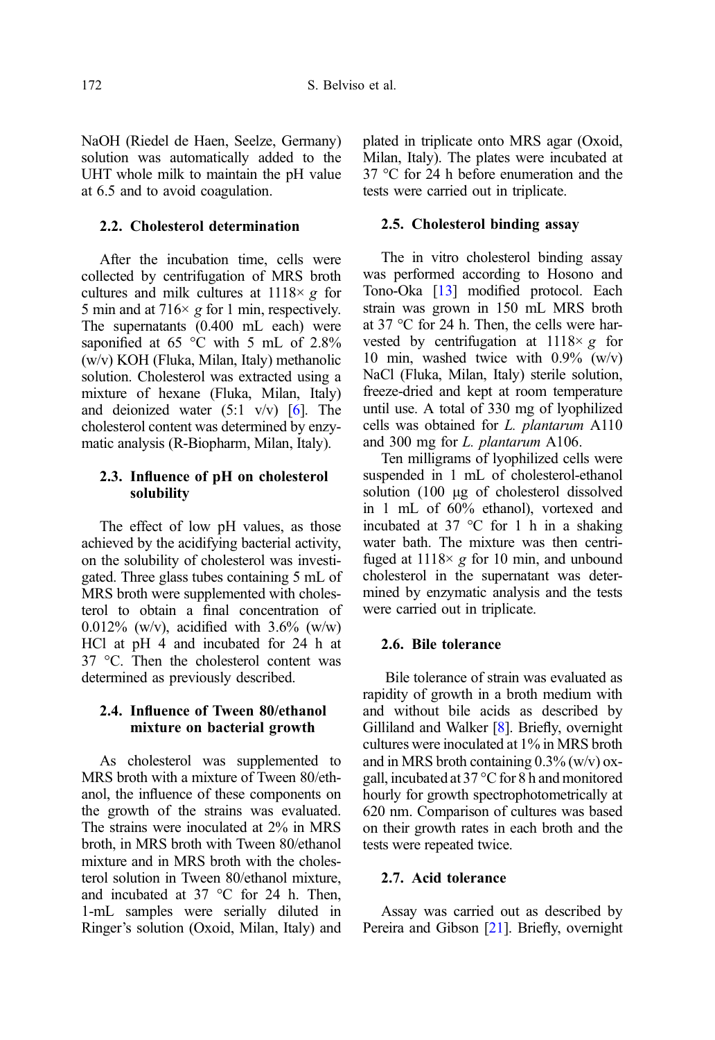NaOH (Riedel de Haen, Seelze, Germany) solution was automatically added to the UHT whole milk to maintain the pH value at 6.5 and to avoid coagulation.

### 2.2. Cholesterol determination

After the incubation time, cells were collected by centrifugation of MRS broth cultures and milk cultures at 1118× *g* for 5 min and at 716× *g* for 1 min, respectively. The supernatants (0.400 mL each) were saponified at 65 °C with 5 mL of 2.8% (w/v) KOH (Fluka, Milan, Italy) methanolic solution. Cholesterol was extracted using a mixture of hexane (Fluka, Milan, Italy) and deionized water (5:1 v/v) [6]. The cholesterol content was determined by enzymatic analysis (R-Biopharm, Milan, Italy).

### 2.3. Influence of pH on cholesterol solubility

The effect of low pH values, as those achieved by the acidifying bacterial activity, on the solubility of cholesterol was investigated. Three glass tubes containing 5 mL of MRS broth were supplemented with cholesterol to obtain a final concentration of 0.012% (w/v), acidified with 3.6% (w/w) HCl at pH 4 and incubated for 24 h at 37 °C. Then the cholesterol content was determined as previously described.

### 2.4. Influence of Tween 80/ethanol mixture on bacterial growth

As cholesterol was supplemented to MRS broth with a mixture of Tween 80/ethanol, the influence of these components on the growth of the strains was evaluated. The strains were inoculated at 2% in MRS broth, in MRS broth with Tween 80/ethanol mixture and in MRS broth with the cholesterol solution in Tween 80/ethanol mixture, and incubated at 37 °C for 24 h. Then, 1-mL samples were serially diluted in Ringer's solution (Oxoid, Milan, Italy) and plated in triplicate onto MRS agar (Oxoid, Milan, Italy). The plates were incubated at 37 °C for 24 h before enumeration and the tests were carried out in triplicate.

### 2.5. Cholesterol binding assay

The in vitro cholesterol binding assay was performed according to Hosono and Tono-Oka [13] modified protocol. Each strain was grown in 150 mL MRS broth at 37 °C for 24 h. Then, the cells were harvested by centrifugation at 1118× *g* for 10 min, washed twice with 0.9% (w/v) NaCl (Fluka, Milan, Italy) sterile solution, freeze-dried and kept at room temperature until use. A total of 330 mg of lyophilized cells was obtained for *L. plantarum* A110 and 300 mg for *L. plantarum* A106.

Ten milligrams of lyophilized cells were suspended in 1 mL of cholesterol-ethanol solution (100 μg of cholesterol dissolved in 1 mL of 60% ethanol), vortexed and incubated at 37 °C for 1 h in a shaking water bath. The mixture was then centrifuged at 1118× *g* for 10 min, and unbound cholesterol in the supernatant was determined by enzymatic analysis and the tests were carried out in triplicate.

### 2.6. Bile tolerance

Bile tolerance of strain was evaluated as rapidity of growth in a broth medium with and without bile acids as described by Gilliland and Walker [8]. Briefly, overnight cultures were inoculated at 1% in MRS broth and in MRS broth containing 0.3% (w/v) oxgall, incubated at 37 °C for 8 h and monitored hourly for growth spectrophotometrically at 620 nm. Comparison of cultures was based on their growth rates in each broth and the tests were repeated twice.

### 2.7. Acid tolerance

Assay was carried out as described by Pereira and Gibson [21]. Briefly, overnight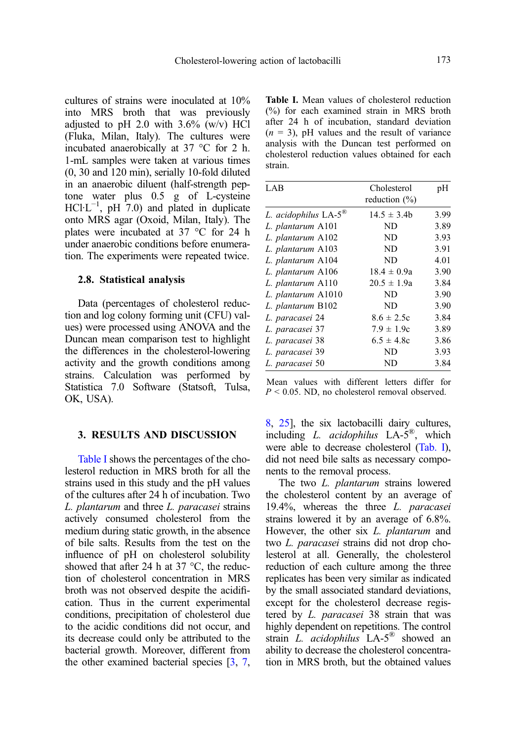cultures of strains were inoculated at 10% into MRS broth that was previously adjusted to pH 2.0 with 3.6% (w/v) HCl (Fluka, Milan, Italy). The cultures were incubated anaerobically at 37 °C for 2 h. 1-mL samples were taken at various times (0, 30 and 120 min), serially 10-fold diluted in an anaerobic diluent (half-strength peptone water plus 0.5 g of L-cysteine HCl·L$^{-1}$, pH 7.0) and plated in duplicate onto MRS agar (Oxoid, Milan, Italy). The plates were incubated at 37 °C for 24 h under anaerobic conditions before enumeration. The experiments were repeated twice.

### 2.8. Statistical analysis

Data (percentages of cholesterol reduction and log colony forming unit (CFU) values) were processed using ANOVA and the Duncan mean comparison test to highlight the differences in the cholesterol-lowering activity and the growth conditions among strains. Calculation was performed by Statistica 7.0 Software (Statsoft, Tulsa, OK, USA).

## 3. RESULTS AND DISCUSSION

Table I shows the percentages of the cholesterol reduction in MRS broth for all the strains used in this study and the pH values of the cultures after 24 h of incubation. Two *L. plantarum* and three *L. paracasei* strains actively consumed cholesterol from the medium during static growth, in the absence of bile salts. Results from the test on the influence of pH on cholesterol solubility showed that after 24 h at 37 °C, the reduction of cholesterol concentration in MRS broth was not observed despite the acidification. Thus in the current experimental conditions, precipitation of cholesterol due to the acidic conditions did not occur, and its decrease could only be attributed to the bacterial growth. Moreover, different from the other examined bacterial species [3, 7, 8, 25], the six lactobacilli dairy cultures, including *L. acidophilus* LA-5®, which were able to decrease cholesterol (Tab. I), did not need bile salts as necessary components to the removal process.

**Table I.** Mean values of cholesterol reduction (%) for each examined strain in MRS broth after 24 h of incubation, standard deviation ($n$ = 3), pH values and the result of variance analysis with the Duncan test performed on cholesterol reduction values obtained for each strain.

| LAB | Cholesterol reduction (%) | pH |
|---|---|---|
| *L. acidophilus* LA-5® | 14.5 ± 3.4b | 3.99 |
| *L. plantarum* A101 | ND | 3.89 |
| *L. plantarum* A102 | ND | 3.93 |
| *L. plantarum* A103 | ND | 3.91 |
| *L. plantarum* A104 | ND | 4.01 |
| *L. plantarum* A106 | 18.4 ± 0.9a | 3.90 |
| *L. plantarum* A110 | 20.5 ± 1.9a | 3.84 |
| *L. plantarum* A1010 | ND | 3.90 |
| *L. plantarum* B102 | ND | 3.90 |
| *L. paracasei* 24 | 8.6 ± 2.5c | 3.84 |
| *L. paracasei* 37 | 7.9 ± 1.9c | 3.89 |
| *L. paracasei* 38 | 6.5 ± 4.8c | 3.86 |
| *L. paracasei* 39 | ND | 3.93 |
| *L. paracasei* 50 | ND | 3.84 |

Mean values with different letters differ for $P < 0.05$. ND, no cholesterol removal observed.

The two *L. plantarum* strains lowered the cholesterol content by an average of 19.4%, whereas the three *L. paracasei* strains lowered it by an average of 6.8%. However, the other six *L. plantarum* and two *L. paracasei* strains did not drop cholesterol at all. Generally, the cholesterol reduction of each culture among the three replicates has been very similar as indicated by the small associated standard deviations, except for the cholesterol decrease registered by *L. paracasei* 38 strain that was highly dependent on repetitions. The control strain *L. acidophilus* LA-5® showed an ability to decrease the cholesterol concentration in MRS broth, but the obtained values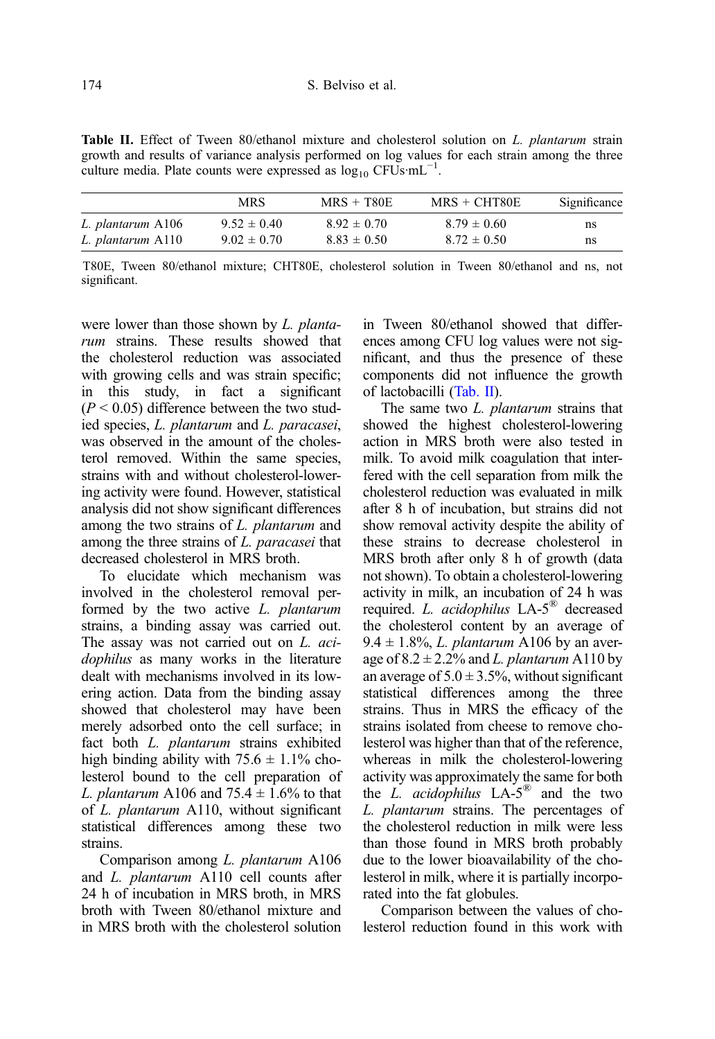**Table II.** Effect of Tween 80/ethanol mixture and cholesterol solution on *L. plantarum* strain growth and results of variance analysis performed on log values for each strain among the three culture media. Plate counts were expressed as $\log_{10}$ CFUs·mL$^{-1}$.

| | MRS | MRS + T80E | MRS + CHT80E | Significance |
|---|---|---|---|---|
| *L. plantarum* A106 | 9.52 ± 0.40 | 8.92 ± 0.70 | 8.79 ± 0.60 | ns |
| *L. plantarum* A110 | 9.02 ± 0.70 | 8.83 ± 0.50 | 8.72 ± 0.50 | ns |

T80E, Tween 80/ethanol mixture; CHT80E, cholesterol solution in Tween 80/ethanol and ns, not significant.

were lower than those shown by *L. plantarum* strains. These results showed that the cholesterol reduction was associated with growing cells and was strain specific; in this study, in fact a significant ($P < 0.05$) difference between the two studied species, *L. plantarum* and *L. paracasei*, was observed in the amount of the cholesterol removed. Within the same species, strains with and without cholesterol-lowering activity were found. However, statistical analysis did not show significant differences among the two strains of *L. plantarum* and among the three strains of *L. paracasei* that decreased cholesterol in MRS broth.

To elucidate which mechanism was involved in the cholesterol removal performed by the two active *L. plantarum* strains, a binding assay was carried out. The assay was not carried out on *L. acidophilus* as many works in the literature dealt with mechanisms involved in its lowering action. Data from the binding assay showed that cholesterol may have been merely adsorbed onto the cell surface; in fact both *L. plantarum* strains exhibited high binding ability with 75.6 ± 1.1% cholesterol bound to the cell preparation of *L. plantarum* A106 and 75.4 ± 1.6% to that of *L. plantarum* A110, without significant statistical differences among these two strains.

Comparison among *L. plantarum* A106 and *L. plantarum* A110 cell counts after 24 h of incubation in MRS broth, in MRS broth with Tween 80/ethanol mixture and in MRS broth with the cholesterol solution in Tween 80/ethanol showed that differences among CFU log values were not significant, and thus the presence of these components did not influence the growth of lactobacilli (Tab. II).

The same two *L. plantarum* strains that showed the highest cholesterol-lowering action in MRS broth were also tested in milk. To avoid milk coagulation that interfered with the cell separation from milk the cholesterol reduction was evaluated in milk after 8 h of incubation, but strains did not show removal activity despite the ability of these strains to decrease cholesterol in MRS broth after only 8 h of growth (data not shown). To obtain a cholesterol-lowering activity in milk, an incubation of 24 h was required. *L. acidophilus* LA-5® decreased the cholesterol content by an average of 9.4 ± 1.8%, *L. plantarum* A106 by an average of 8.2 ± 2.2% and *L. plantarum* A110 by an average of 5.0 ± 3.5%, without significant statistical differences among the three strains. Thus in MRS the efficacy of the strains isolated from cheese to remove cholesterol was higher than that of the reference, whereas in milk the cholesterol-lowering activity was approximately the same for both the *L. acidophilus* LA-5® and the two *L. plantarum* strains. The percentages of the cholesterol reduction in milk were less than those found in MRS broth probably due to the lower bioavailability of the cholesterol in milk, where it is partially incorporated into the fat globules.

Comparison between the values of cholesterol reduction found in this work with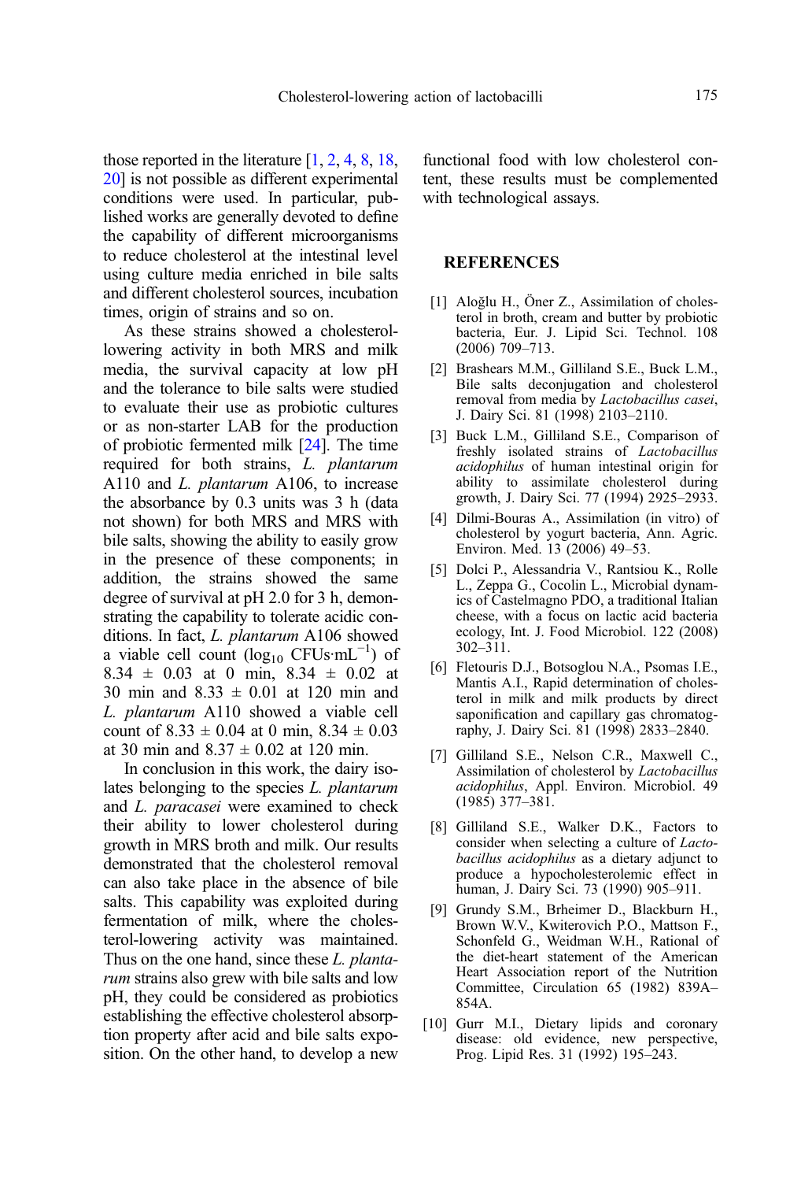those reported in the literature [1, 2, 4, 8, 18, 20] is not possible as different experimental conditions were used. In particular, published works are generally devoted to define the capability of different microorganisms to reduce cholesterol at the intestinal level using culture media enriched in bile salts and different cholesterol sources, incubation times, origin of strains and so on.

As these strains showed a cholesterol-lowering activity in both MRS and milk media, the survival capacity at low pH and the tolerance to bile salts were studied to evaluate their use as probiotic cultures or as non-starter LAB for the production of probiotic fermented milk [24]. The time required for both strains, *L. plantarum* A110 and *L. plantarum* A106, to increase the absorbance by 0.3 units was 3 h (data not shown) for both MRS and MRS with bile salts, showing the ability to easily grow in the presence of these components; in addition, the strains showed the same degree of survival at pH 2.0 for 3 h, demonstrating the capability to tolerate acidic conditions. In fact, *L. plantarum* A106 showed a viable cell count ($\log_{10}$ CFUs$\cdot$mL$^{-1}$) of 8.34 ± 0.03 at 0 min, 8.34 ± 0.02 at 30 min and 8.33 ± 0.01 at 120 min and *L. plantarum* A110 showed a viable cell count of 8.33 ± 0.04 at 0 min, 8.34 ± 0.03 at 30 min and 8.37 ± 0.02 at 120 min.

In conclusion in this work, the dairy isolates belonging to the species *L. plantarum* and *L. paracasei* were examined to check their ability to lower cholesterol during growth in MRS broth and milk. Our results demonstrated that the cholesterol removal can also take place in the absence of bile salts. This capability was exploited during fermentation of milk, where the cholesterol-lowering activity was maintained. Thus on the one hand, since these *L. plantarum* strains also grew with bile salts and low pH, they could be considered as probiotics establishing the effective cholesterol absorption property after acid and bile salts exposition. On the other hand, to develop a new functional food with low cholesterol content, these results must be complemented with technological assays.

## REFERENCES

[1] Aloğlu H., Öner Z., Assimilation of cholesterol in broth, cream and butter by probiotic bacteria, Eur. J. Lipid Sci. Technol. 108 (2006) 709–713.

[2] Brashears M.M., Gilliland S.E., Buck L.M., Bile salts deconjugation and cholesterol removal from media by *Lactobacillus casei*, J. Dairy Sci. 81 (1998) 2103–2110.

[3] Buck L.M., Gilliland S.E., Comparison of freshly isolated strains of *Lactobacillus acidophilus* of human intestinal origin for ability to assimilate cholesterol during growth, J. Dairy Sci. 77 (1994) 2925–2933.

[4] Dilmi-Bouras A., Assimilation (in vitro) of cholesterol by yogurt bacteria, Ann. Agric. Environ. Med. 13 (2006) 49–53.

[5] Dolci P., Alessandria V., Rantsiou K., Rolle L., Zeppa G., Cocolin L., Microbial dynamics of Castelmagno PDO, a traditional Italian cheese, with a focus on lactic acid bacteria ecology, Int. J. Food Microbiol. 122 (2008) 302–311.

[6] Fletouris D.J., Botsoglou N.A., Psomas I.E., Mantis A.I., Rapid determination of cholesterol in milk and milk products by direct saponification and capillary gas chromatography, J. Dairy Sci. 81 (1998) 2833–2840.

[7] Gilliland S.E., Nelson C.R., Maxwell C., Assimilation of cholesterol by *Lactobacillus acidophilus*, Appl. Environ. Microbiol. 49 (1985) 377–381.

[8] Gilliland S.E., Walker D.K., Factors to consider when selecting a culture of *Lactobacillus acidophilus* as a dietary adjunct to produce a hypocholesterolemic effect in human, J. Dairy Sci. 73 (1990) 905–911.

[9] Grundy S.M., Brheimer D., Blackburn H., Brown W.V., Kwiterovich P.O., Mattson F., Schonfeld G., Weidman W.H., Rational of the diet-heart statement of the American Heart Association report of the Nutrition Committee, Circulation 65 (1982) 839A–854A.

[10] Gurr M.I., Dietary lipids and coronary disease: old evidence, new perspective, Prog. Lipid Res. 31 (1992) 195–243.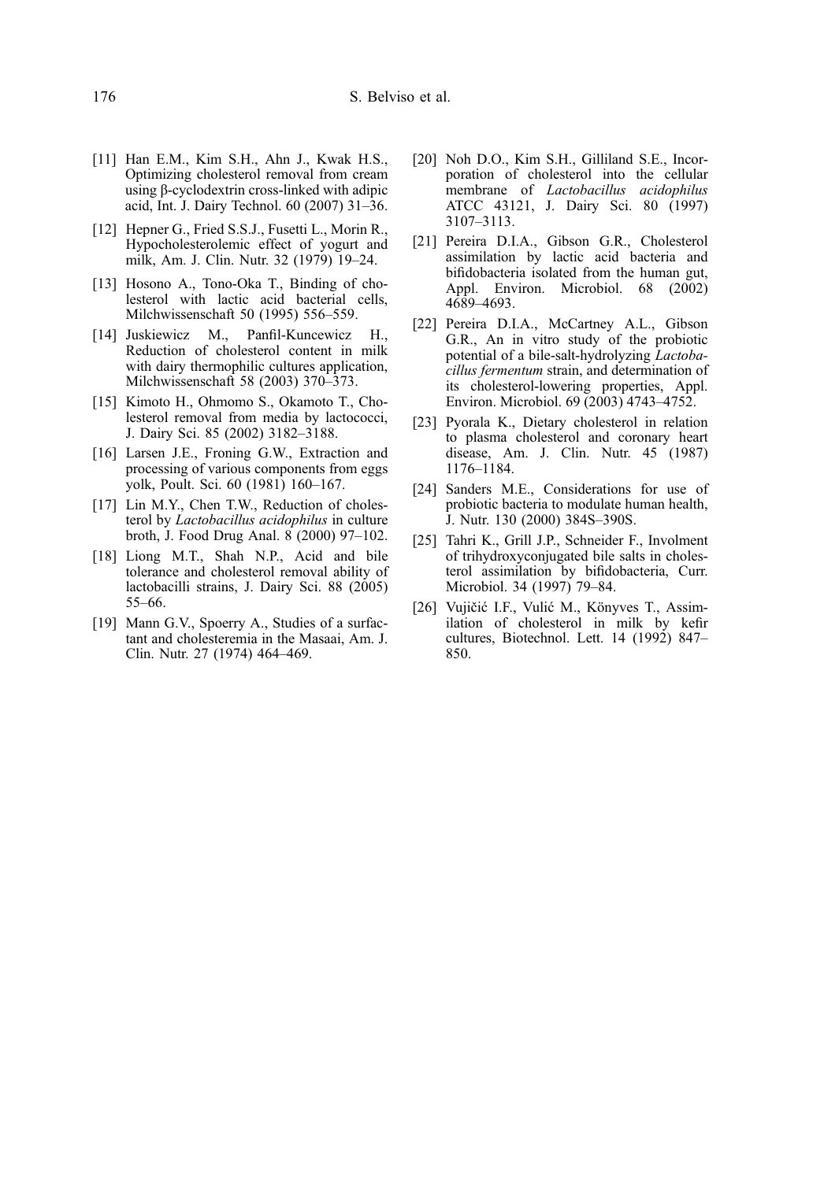[11] Han E.M., Kim S.H., Ahn J., Kwak H.S., Optimizing cholesterol removal from cream using β-cyclodextrin cross-linked with adipic acid, Int. J. Dairy Technol. 60 (2007) 31–36.

[12] Hepner G., Fried S.S.J., Fusetti L., Morin R., Hypocholesterolemic effect of yogurt and milk, Am. J. Clin. Nutr. 32 (1979) 19–24.

[13] Hosono A., Tono-Oka T., Binding of cholesterol with lactic acid bacterial cells, Milchwissenschaft 50 (1995) 556–559.

[14] Juskiewicz M., Panfil-Kuncewicz H., Reduction of cholesterol content in milk with dairy thermophilic cultures application, Milchwissenschaft 58 (2003) 370–373.

[15] Kimoto H., Ohmomo S., Okamoto T., Cholesterol removal from media by lactococci, J. Dairy Sci. 85 (2002) 3182–3188.

[16] Larsen J.E., Froning G.W., Extraction and processing of various components from eggs yolk, Poult. Sci. 60 (1981) 160–167.

[17] Lin M.Y., Chen T.W., Reduction of cholesterol by *Lactobacillus acidophilus* in culture broth, J. Food Drug Anal. 8 (2000) 97–102.

[18] Liong M.T., Shah N.P., Acid and bile tolerance and cholesterol removal ability of lactobacilli strains, J. Dairy Sci. 88 (2005) 55–66.

[19] Mann G.V., Spoerry A., Studies of a surfactant and cholesteremia in the Masaai, Am. J. Clin. Nutr. 27 (1974) 464–469.

[20] Noh D.O., Kim S.H., Gilliland S.E., Incorporation of cholesterol into the cellular membrane of *Lactobacillus acidophilus* ATCC 43121, J. Dairy Sci. 80 (1997) 3107–3113.

[21] Pereira D.I.A., Gibson G.R., Cholesterol assimilation by lactic acid bacteria and bifidobacteria isolated from the human gut, Appl. Environ. Microbiol. 68 (2002) 4689–4693.

[22] Pereira D.I.A., McCartney A.L., Gibson G.R., An in vitro study of the probiotic potential of a bile-salt-hydrolyzing *Lactobacillus fermentum* strain, and determination of its cholesterol-lowering properties, Appl. Environ. Microbiol. 69 (2003) 4743–4752.

[23] Pyorala K., Dietary cholesterol in relation to plasma cholesterol and coronary heart disease, Am. J. Clin. Nutr. 45 (1987) 1176–1184.

[24] Sanders M.E., Considerations for use of probiotic bacteria to modulate human health, J. Nutr. 130 (2000) 384S–390S.

[25] Tahri K., Grill J.P., Schneider F., Involment of trihydroxyconjugated bile salts in cholesterol assimilation by bifidobacteria, Curr. Microbiol. 34 (1997) 79–84.

[26] Vujičić I.F., Vulić M., Könyves T., Assimilation of cholesterol in milk by kefir cultures, Biotechnol. Lett. 14 (1992) 847–850.